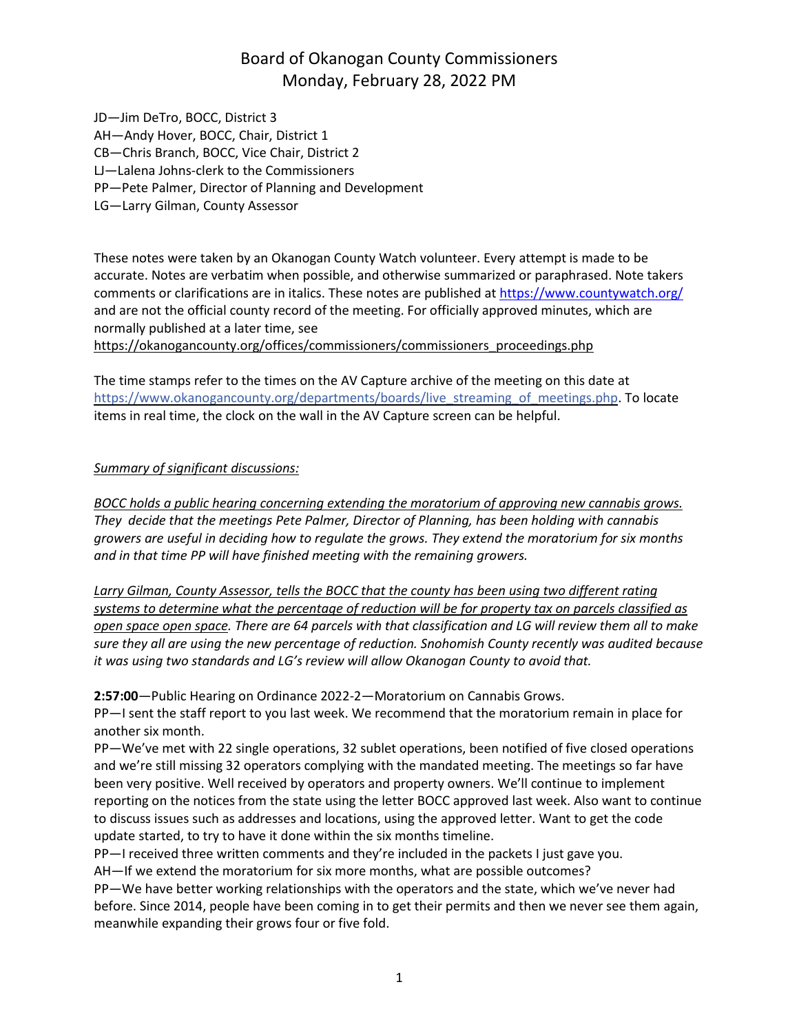# Board of Okanogan County Commissioners
## Monday, February 28, 2022 PM

JD—Jim DeTro, BOCC, District 3
AH—Andy Hover, BOCC, Chair, District 1
CB—Chris Branch, BOCC, Vice Chair, District 2
LJ—Lalena Johns-clerk to the Commissioners
PP—Pete Palmer, Director of Planning and Development
LG—Larry Gilman, County Assessor

These notes were taken by an Okanogan County Watch volunteer. Every attempt is made to be accurate. Notes are verbatim when possible, and otherwise summarized or paraphrased. Note takers comments or clarifications are in italics. These notes are published at https://www.countywatch.org/ and are not the official county record of the meeting. For officially approved minutes, which are normally published at a later time, see https://okanogancounty.org/offices/commissioners/commissioners_proceedings.php

The time stamps refer to the times on the AV Capture archive of the meeting on this date at https://www.okanogancounty.org/departments/boards/live_streaming_of_meetings.php. To locate items in real time, the clock on the wall in the AV Capture screen can be helpful.

*Summary of significant discussions:*

*BOCC holds a public hearing concerning extending the moratorium of approving new cannabis grows. They decide that the meetings Pete Palmer, Director of Planning, has been holding with cannabis growers are useful in deciding how to regulate the grows. They extend the moratorium for six months and in that time PP will have finished meeting with the remaining growers.*

*Larry Gilman, County Assessor, tells the BOCC that the county has been using two different rating systems to determine what the percentage of reduction will be for property tax on parcels classified as open space open space. There are 64 parcels with that classification and LG will review them all to make sure they all are using the new percentage of reduction. Snohomish County recently was audited because it was using two standards and LG's review will allow Okanogan County to avoid that.*

**2:57:00**—Public Hearing on Ordinance 2022-2—Moratorium on Cannabis Grows.

PP—I sent the staff report to you last week. We recommend that the moratorium remain in place for another six month.

PP—We've met with 22 single operations, 32 sublet operations, been notified of five closed operations and we're still missing 32 operators complying with the mandated meeting. The meetings so far have been very positive. Well received by operators and property owners. We'll continue to implement reporting on the notices from the state using the letter BOCC approved last week. Also want to continue to discuss issues such as addresses and locations, using the approved letter. Want to get the code update started, to try to have it done within the six months timeline.

PP—I received three written comments and they're included in the packets I just gave you.

AH—If we extend the moratorium for six more months, what are possible outcomes?

PP—We have better working relationships with the operators and the state, which we've never had before. Since 2014, people have been coming in to get their permits and then we never see them again, meanwhile expanding their grows four or five fold.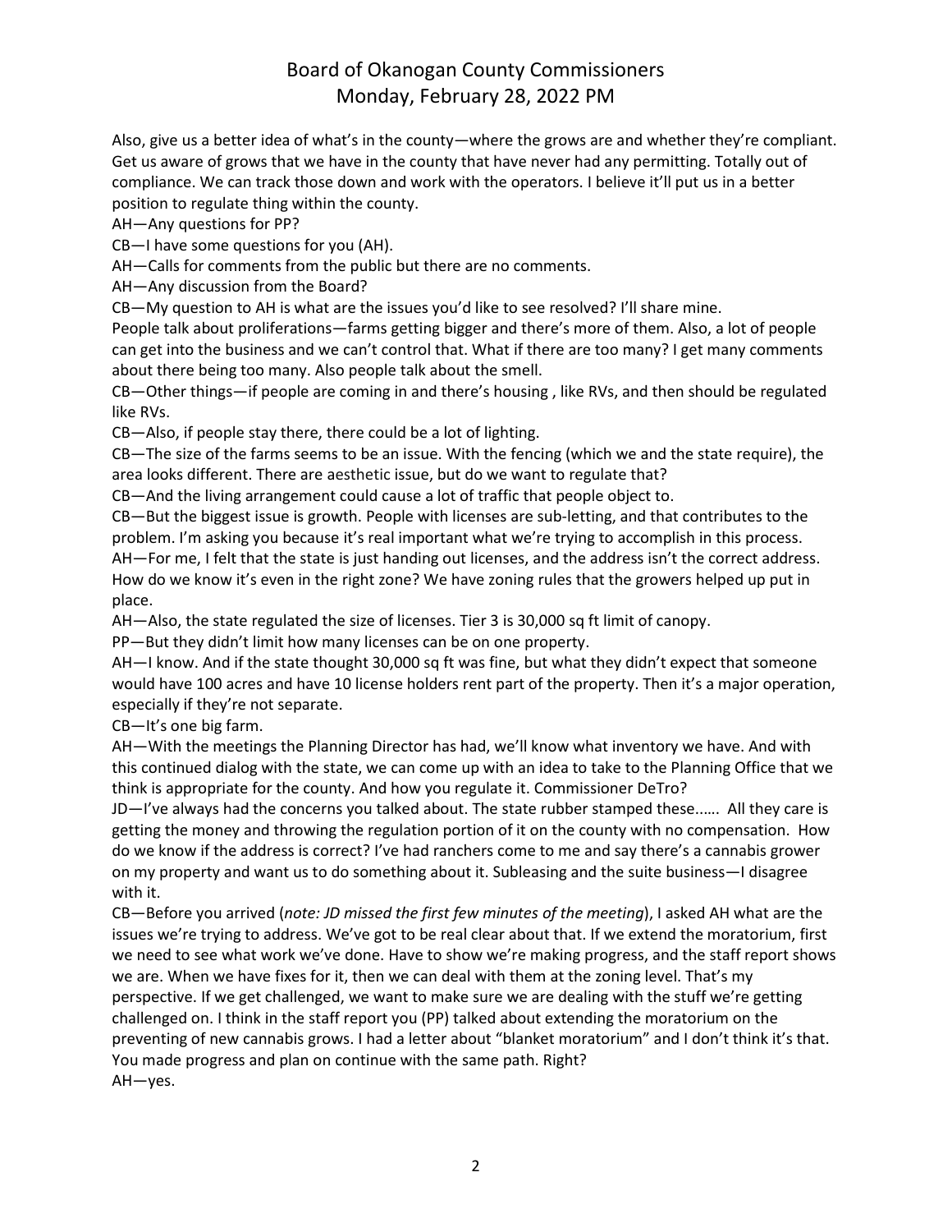Also, give us a better idea of what's in the county—where the grows are and whether they're compliant. Get us aware of grows that we have in the county that have never had any permitting. Totally out of compliance. We can track those down and work with the operators. I believe it'll put us in a better position to regulate thing within the county.

AH—Any questions for PP?

CB—I have some questions for you (AH).

AH—Calls for comments from the public but there are no comments.

AH—Any discussion from the Board?

CB—My question to AH is what are the issues you'd like to see resolved? I'll share mine.

People talk about proliferations—farms getting bigger and there's more of them. Also, a lot of people can get into the business and we can't control that. What if there are too many? I get many comments about there being too many. Also people talk about the smell.

CB—Other things—if people are coming in and there's housing , like RVs, and then should be regulated like RVs.

CB—Also, if people stay there, there could be a lot of lighting.

CB—The size of the farms seems to be an issue. With the fencing (which we and the state require), the area looks different. There are aesthetic issue, but do we want to regulate that?

CB—And the living arrangement could cause a lot of traffic that people object to.

CB—But the biggest issue is growth. People with licenses are sub-letting, and that contributes to the problem. I'm asking you because it's real important what we're trying to accomplish in this process.

AH—For me, I felt that the state is just handing out licenses, and the address isn't the correct address. How do we know it's even in the right zone? We have zoning rules that the growers helped up put in place.

AH—Also, the state regulated the size of licenses. Tier 3 is 30,000 sq ft limit of canopy.

PP—But they didn't limit how many licenses can be on one property.

AH—I know. And if the state thought 30,000 sq ft was fine, but what they didn't expect that someone would have 100 acres and have 10 license holders rent part of the property. Then it's a major operation, especially if they're not separate.

CB—It's one big farm.

AH—With the meetings the Planning Director has had, we'll know what inventory we have. And with this continued dialog with the state, we can come up with an idea to take to the Planning Office that we think is appropriate for the county. And how you regulate it. Commissioner DeTro?

JD—I've always had the concerns you talked about. The state rubber stamped these...... All they care is getting the money and throwing the regulation portion of it on the county with no compensation. How do we know if the address is correct? I've had ranchers come to me and say there's a cannabis grower on my property and want us to do something about it. Subleasing and the suite business—I disagree with it.

CB—Before you arrived (*note: JD missed the first few minutes of the meeting*), I asked AH what are the issues we're trying to address. We've got to be real clear about that. If we extend the moratorium, first we need to see what work we've done. Have to show we're making progress, and the staff report shows we are. When we have fixes for it, then we can deal with them at the zoning level. That's my perspective. If we get challenged, we want to make sure we are dealing with the stuff we're getting challenged on. I think in the staff report you (PP) talked about extending the moratorium on the preventing of new cannabis grows. I had a letter about "blanket moratorium" and I don't think it's that. You made progress and plan on continue with the same path. Right?

AH—yes.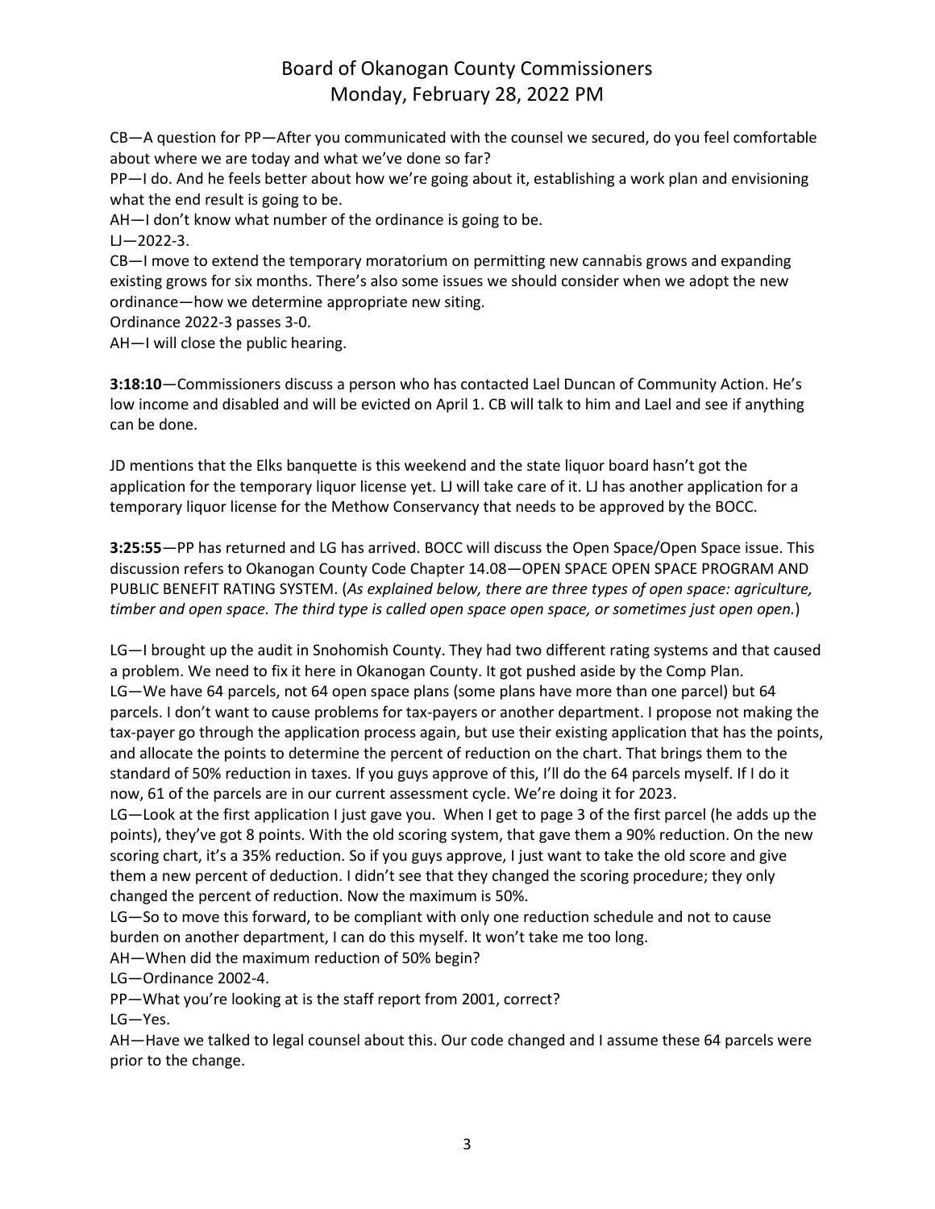CB—A question for PP—After you communicated with the counsel we secured, do you feel comfortable about where we are today and what we've done so far?

PP—I do. And he feels better about how we're going about it, establishing a work plan and envisioning what the end result is going to be.

AH—I don't know what number of the ordinance is going to be.

LJ—2022-3.

CB—I move to extend the temporary moratorium on permitting new cannabis grows and expanding existing grows for six months. There's also some issues we should consider when we adopt the new ordinance—how we determine appropriate new siting.

Ordinance 2022-3 passes 3-0.

AH—I will close the public hearing.

**3:18:10**—Commissioners discuss a person who has contacted Lael Duncan of Community Action. He's low income and disabled and will be evicted on April 1. CB will talk to him and Lael and see if anything can be done.

JD mentions that the Elks banquette is this weekend and the state liquor board hasn't got the application for the temporary liquor license yet. LJ will take care of it. LJ has another application for a temporary liquor license for the Methow Conservancy that needs to be approved by the BOCC.

**3:25:55**—PP has returned and LG has arrived. BOCC will discuss the Open Space/Open Space issue. This discussion refers to Okanogan County Code Chapter 14.08—OPEN SPACE OPEN SPACE PROGRAM AND PUBLIC BENEFIT RATING SYSTEM. (*As explained below, there are three types of open space: agriculture, timber and open space. The third type is called open space open space, or sometimes just open open.*)

LG—I brought up the audit in Snohomish County. They had two different rating systems and that caused a problem. We need to fix it here in Okanogan County. It got pushed aside by the Comp Plan.

LG—We have 64 parcels, not 64 open space plans (some plans have more than one parcel) but 64 parcels. I don't want to cause problems for tax-payers or another department. I propose not making the tax-payer go through the application process again, but use their existing application that has the points, and allocate the points to determine the percent of reduction on the chart. That brings them to the standard of 50% reduction in taxes. If you guys approve of this, I'll do the 64 parcels myself. If I do it now, 61 of the parcels are in our current assessment cycle. We're doing it for 2023.

LG—Look at the first application I just gave you. When I get to page 3 of the first parcel (he adds up the points), they've got 8 points. With the old scoring system, that gave them a 90% reduction. On the new scoring chart, it's a 35% reduction. So if you guys approve, I just want to take the old score and give them a new percent of deduction. I didn't see that they changed the scoring procedure; they only changed the percent of reduction. Now the maximum is 50%.

LG—So to move this forward, to be compliant with only one reduction schedule and not to cause burden on another department, I can do this myself. It won't take me too long.

AH—When did the maximum reduction of 50% begin?

LG—Ordinance 2002-4.

PP—What you're looking at is the staff report from 2001, correct?

LG—Yes.

AH—Have we talked to legal counsel about this. Our code changed and I assume these 64 parcels were prior to the change.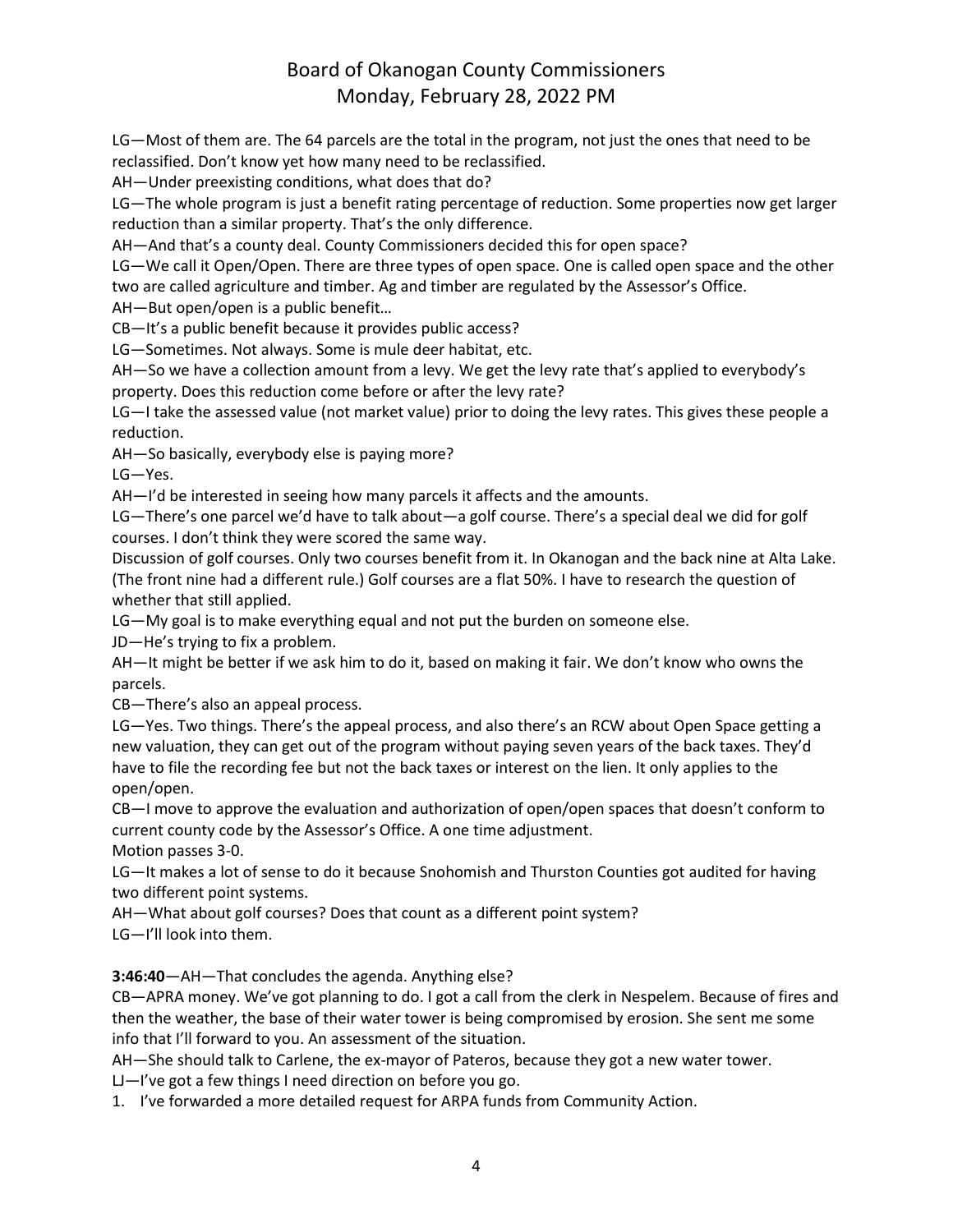LG—Most of them are. The 64 parcels are the total in the program, not just the ones that need to be reclassified. Don't know yet how many need to be reclassified.

AH—Under preexisting conditions, what does that do?

LG—The whole program is just a benefit rating percentage of reduction. Some properties now get larger reduction than a similar property. That's the only difference.

AH—And that's a county deal. County Commissioners decided this for open space?

LG—We call it Open/Open. There are three types of open space. One is called open space and the other two are called agriculture and timber. Ag and timber are regulated by the Assessor's Office.

AH—But open/open is a public benefit…

CB—It's a public benefit because it provides public access?

LG—Sometimes. Not always. Some is mule deer habitat, etc.

AH—So we have a collection amount from a levy. We get the levy rate that's applied to everybody's property. Does this reduction come before or after the levy rate?

LG—I take the assessed value (not market value) prior to doing the levy rates. This gives these people a reduction.

AH—So basically, everybody else is paying more?

LG—Yes.

AH—I'd be interested in seeing how many parcels it affects and the amounts.

LG—There's one parcel we'd have to talk about—a golf course. There's a special deal we did for golf courses. I don't think they were scored the same way.

Discussion of golf courses. Only two courses benefit from it. In Okanogan and the back nine at Alta Lake. (The front nine had a different rule.) Golf courses are a flat 50%. I have to research the question of whether that still applied.

LG—My goal is to make everything equal and not put the burden on someone else.

JD—He's trying to fix a problem.

AH—It might be better if we ask him to do it, based on making it fair. We don't know who owns the parcels.

CB—There's also an appeal process.

LG—Yes. Two things. There's the appeal process, and also there's an RCW about Open Space getting a new valuation, they can get out of the program without paying seven years of the back taxes. They'd have to file the recording fee but not the back taxes or interest on the lien. It only applies to the open/open.

CB—I move to approve the evaluation and authorization of open/open spaces that doesn't conform to current county code by the Assessor's Office. A one time adjustment.

Motion passes 3-0.

LG—It makes a lot of sense to do it because Snohomish and Thurston Counties got audited for having two different point systems.

AH—What about golf courses? Does that count as a different point system?

LG—I'll look into them.

**3:46:40**—AH—That concludes the agenda. Anything else?

CB—APRA money. We've got planning to do. I got a call from the clerk in Nespelem. Because of fires and then the weather, the base of their water tower is being compromised by erosion. She sent me some info that I'll forward to you. An assessment of the situation.

AH—She should talk to Carlene, the ex-mayor of Pateros, because they got a new water tower.

LJ—I've got a few things I need direction on before you go.

1. I've forwarded a more detailed request for ARPA funds from Community Action.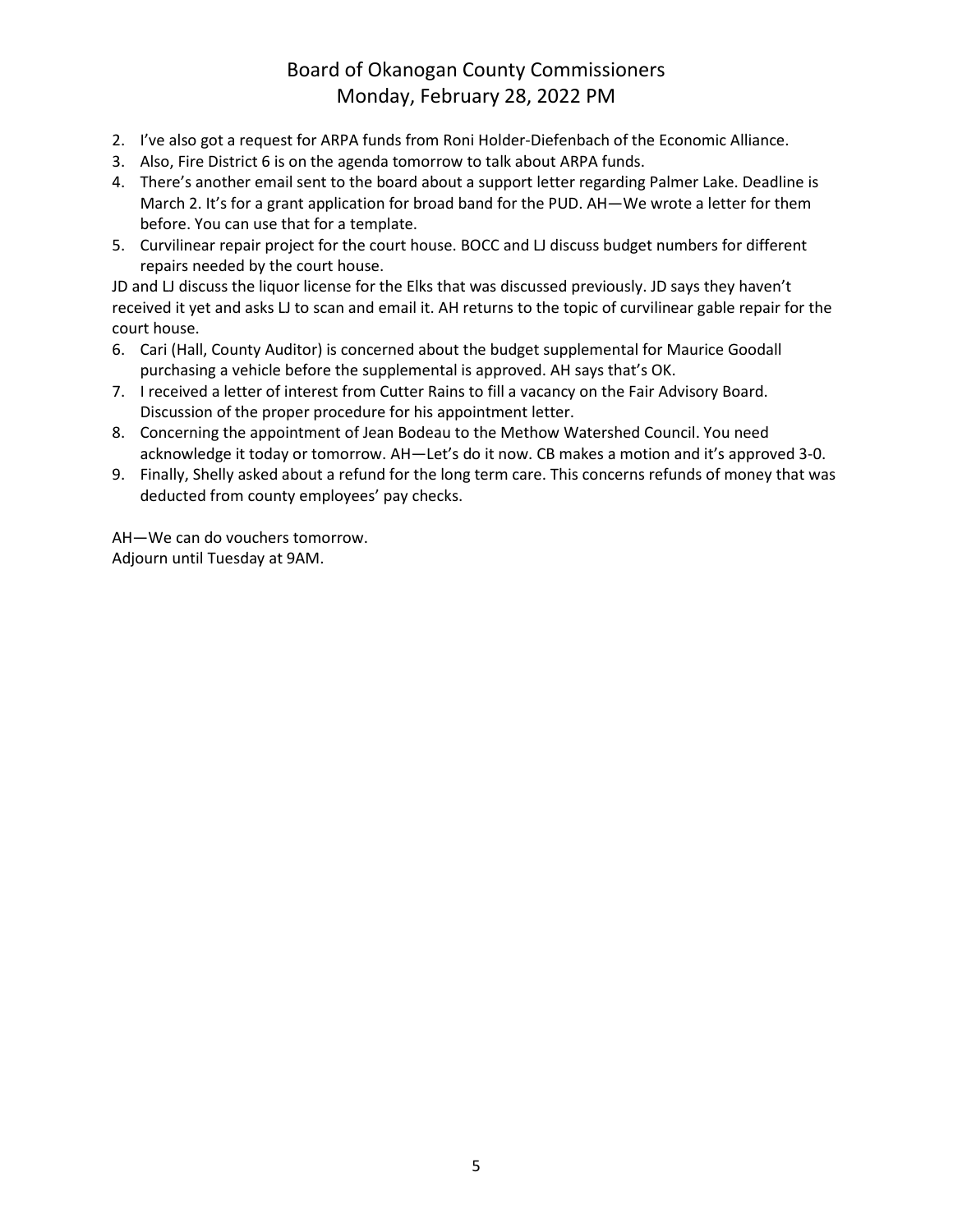2. I've also got a request for ARPA funds from Roni Holder-Diefenbach of the Economic Alliance.
3. Also, Fire District 6 is on the agenda tomorrow to talk about ARPA funds.
4. There's another email sent to the board about a support letter regarding Palmer Lake. Deadline is March 2. It's for a grant application for broad band for the PUD. AH—We wrote a letter for them before. You can use that for a template.
5. Curvilinear repair project for the court house. BOCC and LJ discuss budget numbers for different repairs needed by the court house.

JD and LJ discuss the liquor license for the Elks that was discussed previously. JD says they haven't received it yet and asks LJ to scan and email it. AH returns to the topic of curvilinear gable repair for the court house.

6. Cari (Hall, County Auditor) is concerned about the budget supplemental for Maurice Goodall purchasing a vehicle before the supplemental is approved. AH says that's OK.
7. I received a letter of interest from Cutter Rains to fill a vacancy on the Fair Advisory Board. Discussion of the proper procedure for his appointment letter.
8. Concerning the appointment of Jean Bodeau to the Methow Watershed Council. You need acknowledge it today or tomorrow. AH—Let's do it now. CB makes a motion and it's approved 3-0.
9. Finally, Shelly asked about a refund for the long term care. This concerns refunds of money that was deducted from county employees' pay checks.

AH—We can do vouchers tomorrow.
Adjourn until Tuesday at 9AM.